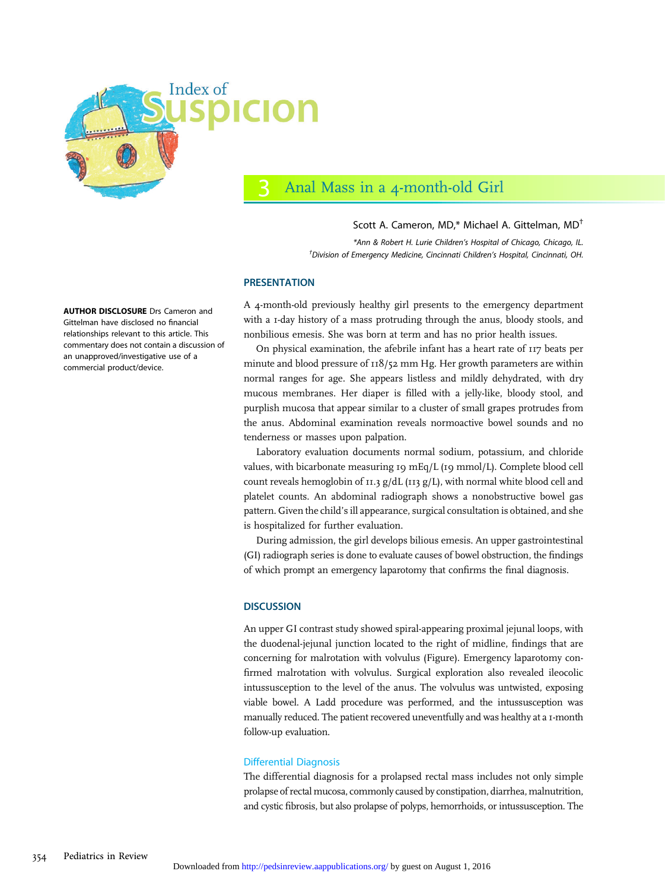# Index of Suspicion

## 3 Anal Mass in a 4-month-old Girl

Scott A. Cameron, MD,* Michael A. Gittelman, MD†

*Ann & Robert H. Lurie Children's Hospital of Chicago, Chicago, IL.

†Division of Emergency Medicine, Cincinnati Children's Hospital, Cincinnati, OH.

**AUTHOR DISCLOSURE** Drs Cameron and Gittelman have disclosed no financial relationships relevant to this article. This commentary does not contain a discussion of an unapproved/investigative use of a commercial product/device.

### PRESENTATION

A 4-month-old previously healthy girl presents to the emergency department with a 1-day history of a mass protruding through the anus, bloody stools, and nonbilious emesis. She was born at term and has no prior health issues.

On physical examination, the afebrile infant has a heart rate of 117 beats per minute and blood pressure of 118/52 mm Hg. Her growth parameters are within normal ranges for age. She appears listless and mildly dehydrated, with dry mucous membranes. Her diaper is filled with a jelly-like, bloody stool, and purplish mucosa that appear similar to a cluster of small grapes protrudes from the anus. Abdominal examination reveals normoactive bowel sounds and no tenderness or masses upon palpation.

Laboratory evaluation documents normal sodium, potassium, and chloride values, with bicarbonate measuring 19 mEq/L (19 mmol/L). Complete blood cell count reveals hemoglobin of 11.3 g/dL (113 g/L), with normal white blood cell and platelet counts. An abdominal radiograph shows a nonobstructive bowel gas pattern. Given the child's ill appearance, surgical consultation is obtained, and she is hospitalized for further evaluation.

During admission, the girl develops bilious emesis. An upper gastrointestinal (GI) radiograph series is done to evaluate causes of bowel obstruction, the findings of which prompt an emergency laparotomy that confirms the final diagnosis.

### DISCUSSION

An upper GI contrast study showed spiral-appearing proximal jejunal loops, with the duodenal-jejunal junction located to the right of midline, findings that are concerning for malrotation with volvulus (Figure). Emergency laparotomy confirmed malrotation with volvulus. Surgical exploration also revealed ileocolic intussusception to the level of the anus. The volvulus was untwisted, exposing viable bowel. A Ladd procedure was performed, and the intussusception was manually reduced. The patient recovered uneventfully and was healthy at a 1-month follow-up evaluation.

#### Differential Diagnosis

The differential diagnosis for a prolapsed rectal mass includes not only simple prolapse of rectal mucosa, commonly caused by constipation, diarrhea, malnutrition, and cystic fibrosis, but also prolapse of polyps, hemorrhoids, or intussusception. The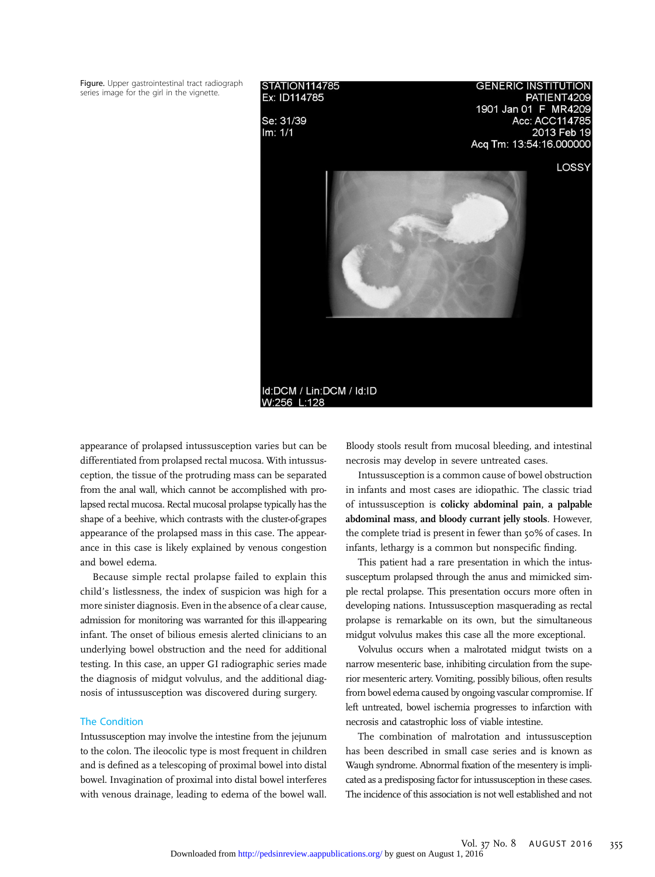Figure. Upper gastrointestinal tract radiograph series image for the girl in the vignette.

appearance of prolapsed intussusception varies but can be differentiated from prolapsed rectal mucosa. With intussusception, the tissue of the protruding mass can be separated from the anal wall, which cannot be accomplished with prolapsed rectal mucosa. Rectal mucosal prolapse typically has the shape of a beehive, which contrasts with the cluster-of-grapes appearance of the prolapsed mass in this case. The appearance in this case is likely explained by venous congestion and bowel edema.

Because simple rectal prolapse failed to explain this child's listlessness, the index of suspicion was high for a more sinister diagnosis. Even in the absence of a clear cause, admission for monitoring was warranted for this ill-appearing infant. The onset of bilious emesis alerted clinicians to an underlying bowel obstruction and the need for additional testing. In this case, an upper GI radiographic series made the diagnosis of midgut volvulus, and the additional diagnosis of intussusception was discovered during surgery.

## The Condition

Intussusception may involve the intestine from the jejunum to the colon. The ileocolic type is most frequent in children and is defined as a telescoping of proximal bowel into distal bowel. Invagination of proximal into distal bowel interferes with venous drainage, leading to edema of the bowel wall. Bloody stools result from mucosal bleeding, and intestinal necrosis may develop in severe untreated cases.

Intussusception is a common cause of bowel obstruction in infants and most cases are idiopathic. The classic triad of intussusception is **colicky abdominal pain, a palpable abdominal mass, and bloody currant jelly stools**. However, the complete triad is present in fewer than 50% of cases. In infants, lethargy is a common but nonspecific finding.

This patient had a rare presentation in which the intussusceptum prolapsed through the anus and mimicked simple rectal prolapse. This presentation occurs more often in developing nations. Intussusception masquerading as rectal prolapse is remarkable on its own, but the simultaneous midgut volvulus makes this case all the more exceptional.

Volvulus occurs when a malrotated midgut twists on a narrow mesenteric base, inhibiting circulation from the superior mesenteric artery. Vomiting, possibly bilious, often results from bowel edema caused by ongoing vascular compromise. If left untreated, bowel ischemia progresses to infarction with necrosis and catastrophic loss of viable intestine.

The combination of malrotation and intussusception has been described in small case series and is known as Waugh syndrome. Abnormal fixation of the mesentery is implicated as a predisposing factor for intussusception in these cases. The incidence of this association is not well established and not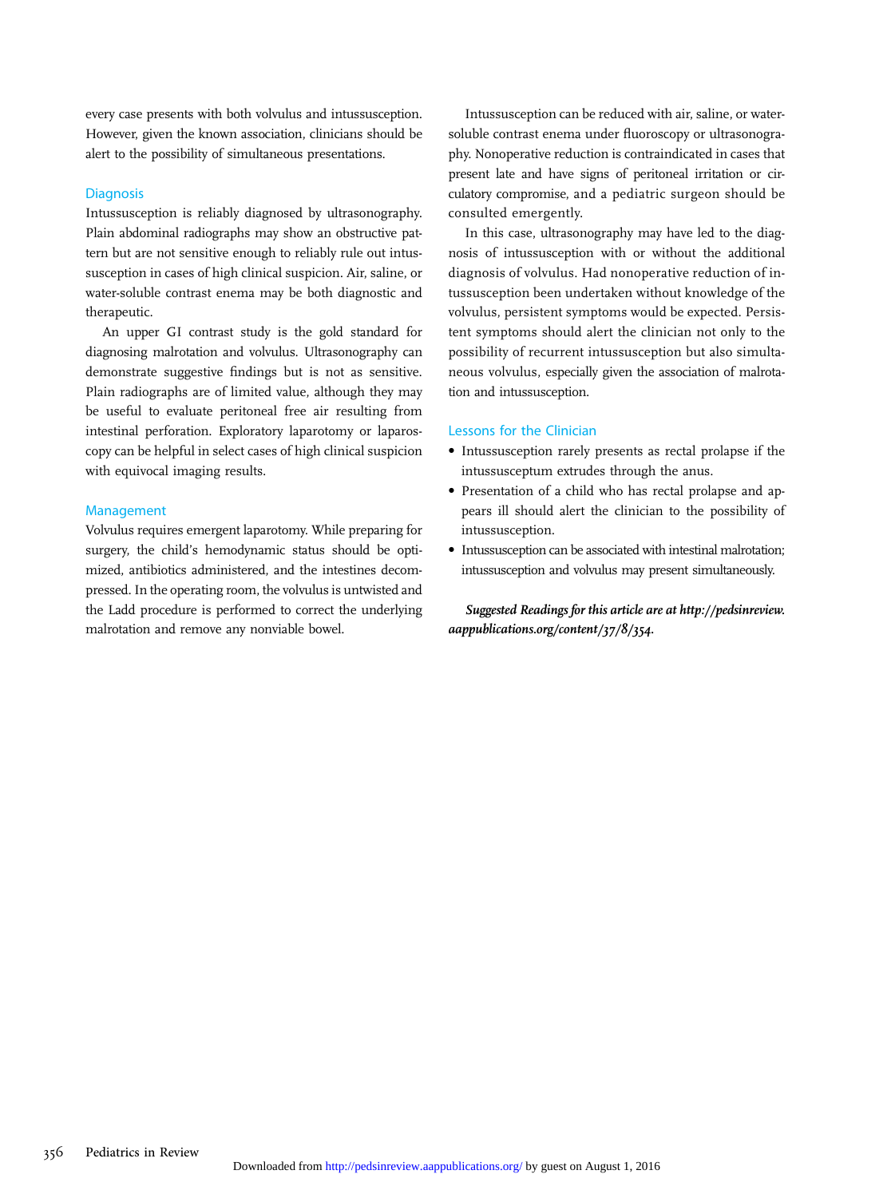every case presents with both volvulus and intussusception. However, given the known association, clinicians should be alert to the possibility of simultaneous presentations.

## Diagnosis

Intussusception is reliably diagnosed by ultrasonography. Plain abdominal radiographs may show an obstructive pattern but are not sensitive enough to reliably rule out intussusception in cases of high clinical suspicion. Air, saline, or water-soluble contrast enema may be both diagnostic and therapeutic.

An upper GI contrast study is the gold standard for diagnosing malrotation and volvulus. Ultrasonography can demonstrate suggestive findings but is not as sensitive. Plain radiographs are of limited value, although they may be useful to evaluate peritoneal free air resulting from intestinal perforation. Exploratory laparotomy or laparoscopy can be helpful in select cases of high clinical suspicion with equivocal imaging results.

## Management

Volvulus requires emergent laparotomy. While preparing for surgery, the child's hemodynamic status should be optimized, antibiotics administered, and the intestines decompressed. In the operating room, the volvulus is untwisted and the Ladd procedure is performed to correct the underlying malrotation and remove any nonviable bowel.

Intussusception can be reduced with air, saline, or water-soluble contrast enema under fluoroscopy or ultrasonography. Nonoperative reduction is contraindicated in cases that present late and have signs of peritoneal irritation or circulatory compromise, and a pediatric surgeon should be consulted emergently.

In this case, ultrasonography may have led to the diagnosis of intussusception with or without the additional diagnosis of volvulus. Had nonoperative reduction of intussusception been undertaken without knowledge of the volvulus, persistent symptoms would be expected. Persistent symptoms should alert the clinician not only to the possibility of recurrent intussusception but also simultaneous volvulus, especially given the association of malrotation and intussusception.

## Lessons for the Clinician

- Intussusception rarely presents as rectal prolapse if the intussusceptum extrudes through the anus.
- Presentation of a child who has rectal prolapse and appears ill should alert the clinician to the possibility of intussusception.
- Intussusception can be associated with intestinal malrotation; intussusception and volvulus may present simultaneously.

***Suggested Readings for this article are at http://pedsinreview.aappublications.org/content/37/8/354.***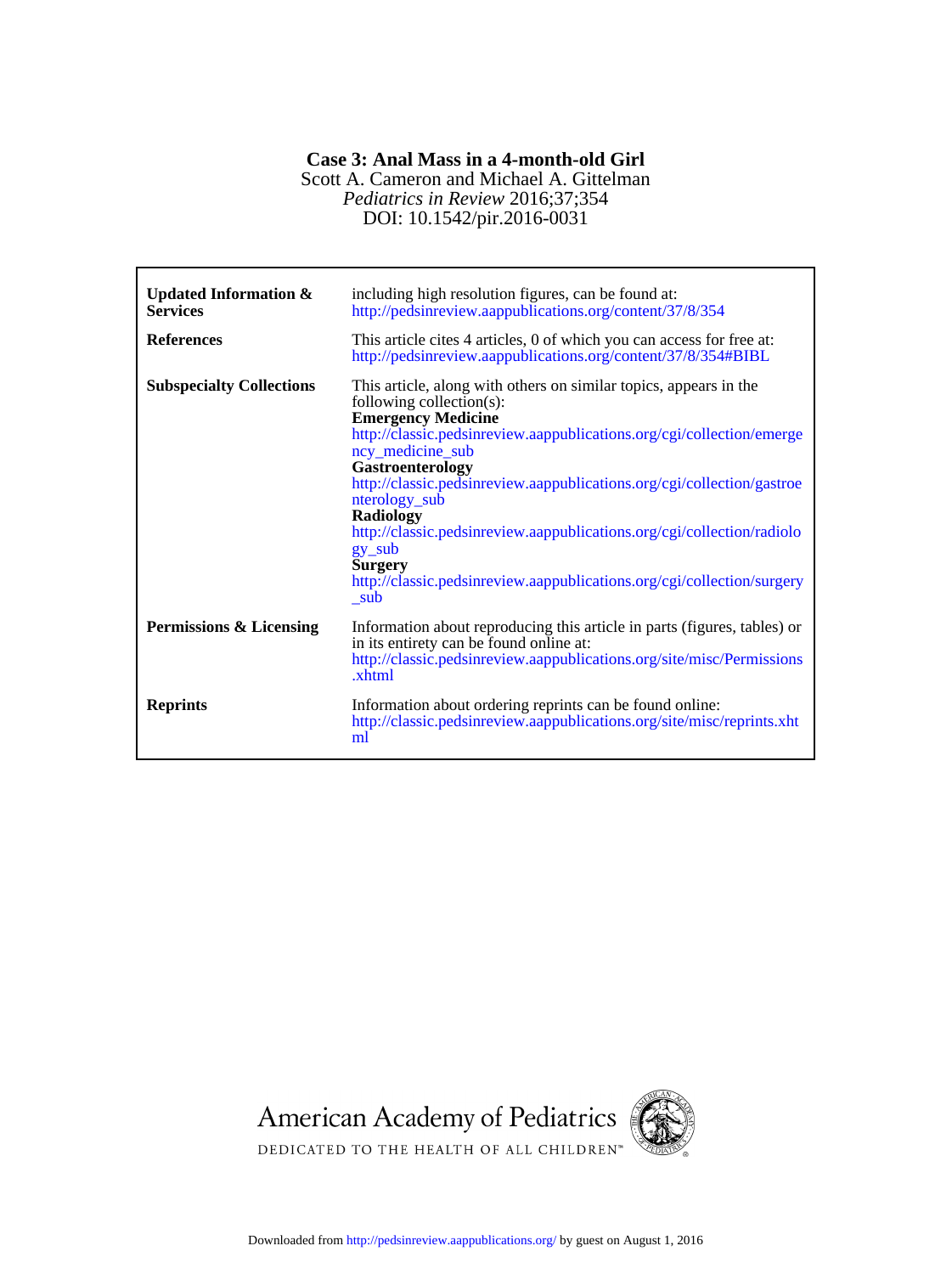# Case 3: Anal Mass in a 4-month-old Girl

Scott A. Cameron and Michael A. Gittelman

*Pediatrics in Review* 2016;37;354

DOI: 10.1542/pir.2016-0031

| | |
|---|---|
| **Updated Information & Services** | including high resolution figures, can be found at: http://pedsinreview.aappublications.org/content/37/8/354 |
| **References** | This article cites 4 articles, 0 of which you can access for free at: http://pedsinreview.aappublications.org/content/37/8/354#BIBL |
| **Subspecialty Collections** | This article, along with others on similar topics, appears in the following collection(s): **Emergency Medicine** http://classic.pedsinreview.aappublications.org/cgi/collection/emergency_medicine_sub **Gastroenterology** http://classic.pedsinreview.aappublications.org/cgi/collection/gastroenterology_sub **Radiology** http://classic.pedsinreview.aappublications.org/cgi/collection/radiology_sub **Surgery** http://classic.pedsinreview.aappublications.org/cgi/collection/surgery_sub |
| **Permissions & Licensing** | Information about reproducing this article in parts (figures, tables) or in its entirety can be found online at: http://classic.pedsinreview.aappublications.org/site/misc/Permissions.xhtml |
| **Reprints** | Information about ordering reprints can be found online: http://classic.pedsinreview.aappublications.org/site/misc/reprints.xhtml |

American Academy of Pediatrics

DEDICATED TO THE HEALTH OF ALL CHILDREN™

Downloaded from http://pedsinreview.aappublications.org/ by guest on August 1, 2016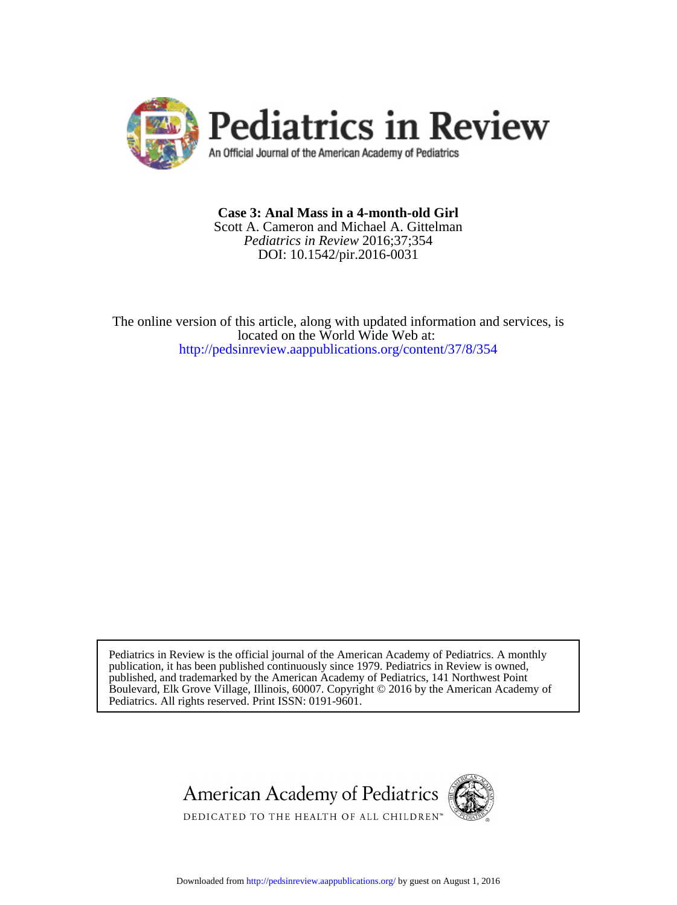# Case 3: Anal Mass in a 4-month-old Girl

Scott A. Cameron and Michael A. Gittelman

*Pediatrics in Review* 2016;37;354

DOI: 10.1542/pir.2016-0031

The online version of this article, along with updated information and services, is located on the World Wide Web at:

http://pedsinreview.aappublications.org/content/37/8/354

Pediatrics in Review is the official journal of the American Academy of Pediatrics. A monthly publication, it has been published continuously since 1979. Pediatrics in Review is owned, published, and trademarked by the American Academy of Pediatrics, 141 Northwest Point Boulevard, Elk Grove Village, Illinois, 60007. Copyright © 2016 by the American Academy of Pediatrics. All rights reserved. Print ISSN: 0191-9601.

American Academy of Pediatrics

DEDICATED TO THE HEALTH OF ALL CHILDREN™

Downloaded from http://pedsinreview.aappublications.org/ by guest on August 1, 2016